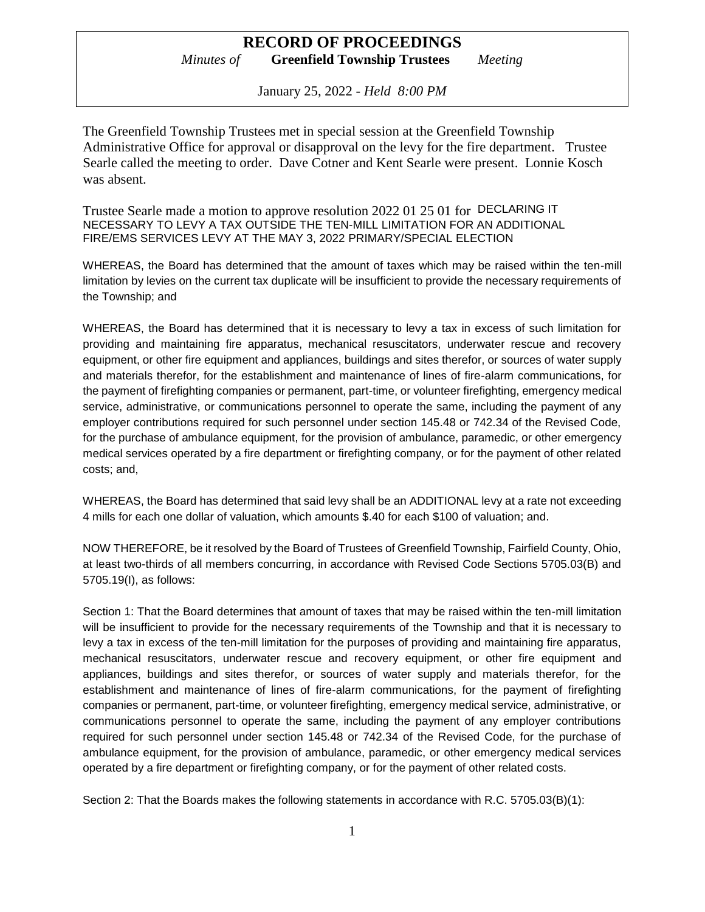# RECORD OF PROCEEDINGS

*Minutes of* **Greenfield Township Trustees** *Meeting*

January 25, 2022 - *Held 8:00 PM*

The Greenfield Township Trustees met in special session at the Greenfield Township Administrative Office for approval or disapproval on the levy for the fire department. Trustee Searle called the meeting to order. Dave Cotner and Kent Searle were present. Lonnie Kosch was absent.

Trustee Searle made a motion to approve resolution 2022 01 25 01 for DECLARING IT NECESSARY TO LEVY A TAX OUTSIDE THE TEN-MILL LIMITATION FOR AN ADDITIONAL FIRE/EMS SERVICES LEVY AT THE MAY 3, 2022 PRIMARY/SPECIAL ELECTION

WHEREAS, the Board has determined that the amount of taxes which may be raised within the ten-mill limitation by levies on the current tax duplicate will be insufficient to provide the necessary requirements of the Township; and

WHEREAS, the Board has determined that it is necessary to levy a tax in excess of such limitation for providing and maintaining fire apparatus, mechanical resuscitators, underwater rescue and recovery equipment, or other fire equipment and appliances, buildings and sites therefor, or sources of water supply and materials therefor, for the establishment and maintenance of lines of fire-alarm communications, for the payment of firefighting companies or permanent, part-time, or volunteer firefighting, emergency medical service, administrative, or communications personnel to operate the same, including the payment of any employer contributions required for such personnel under section 145.48 or 742.34 of the Revised Code, for the purchase of ambulance equipment, for the provision of ambulance, paramedic, or other emergency medical services operated by a fire department or firefighting company, or for the payment of other related costs; and,

WHEREAS, the Board has determined that said levy shall be an ADDITIONAL levy at a rate not exceeding 4 mills for each one dollar of valuation, which amounts $.40 for each $100 of valuation; and.

NOW THEREFORE, be it resolved by the Board of Trustees of Greenfield Township, Fairfield County, Ohio, at least two-thirds of all members concurring, in accordance with Revised Code Sections 5705.03(B) and 5705.19(I), as follows:

Section 1: That the Board determines that amount of taxes that may be raised within the ten-mill limitation will be insufficient to provide for the necessary requirements of the Township and that it is necessary to levy a tax in excess of the ten-mill limitation for the purposes of providing and maintaining fire apparatus, mechanical resuscitators, underwater rescue and recovery equipment, or other fire equipment and appliances, buildings and sites therefor, or sources of water supply and materials therefor, for the establishment and maintenance of lines of fire-alarm communications, for the payment of firefighting companies or permanent, part-time, or volunteer firefighting, emergency medical service, administrative, or communications personnel to operate the same, including the payment of any employer contributions required for such personnel under section 145.48 or 742.34 of the Revised Code, for the purchase of ambulance equipment, for the provision of ambulance, paramedic, or other emergency medical services operated by a fire department or firefighting company, or for the payment of other related costs.

Section 2: That the Boards makes the following statements in accordance with R.C. 5705.03(B)(1):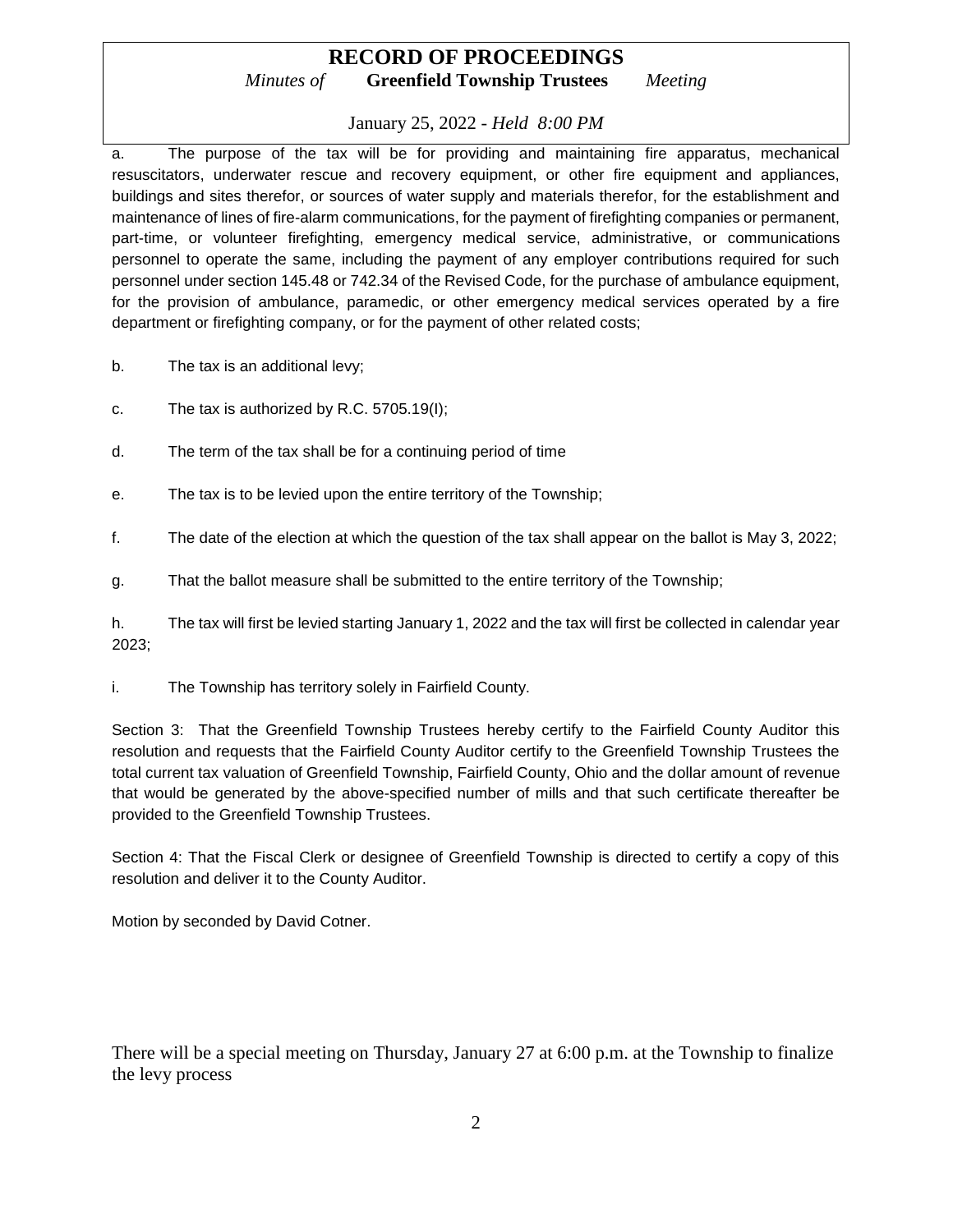a. The purpose of the tax will be for providing and maintaining fire apparatus, mechanical resuscitators, underwater rescue and recovery equipment, or other fire equipment and appliances, buildings and sites therefor, or sources of water supply and materials therefor, for the establishment and maintenance of lines of fire-alarm communications, for the payment of firefighting companies or permanent, part-time, or volunteer firefighting, emergency medical service, administrative, or communications personnel to operate the same, including the payment of any employer contributions required for such personnel under section 145.48 or 742.34 of the Revised Code, for the purchase of ambulance equipment, for the provision of ambulance, paramedic, or other emergency medical services operated by a fire department or firefighting company, or for the payment of other related costs;

b. The tax is an additional levy;

c. The tax is authorized by R.C. 5705.19(I);

d. The term of the tax shall be for a continuing period of time

e. The tax is to be levied upon the entire territory of the Township;

f. The date of the election at which the question of the tax shall appear on the ballot is May 3, 2022;

g. That the ballot measure shall be submitted to the entire territory of the Township;

h. The tax will first be levied starting January 1, 2022 and the tax will first be collected in calendar year 2023;

i. The Township has territory solely in Fairfield County.

Section 3: That the Greenfield Township Trustees hereby certify to the Fairfield County Auditor this resolution and requests that the Fairfield County Auditor certify to the Greenfield Township Trustees the total current tax valuation of Greenfield Township, Fairfield County, Ohio and the dollar amount of revenue that would be generated by the above-specified number of mills and that such certificate thereafter be provided to the Greenfield Township Trustees.

Section 4: That the Fiscal Clerk or designee of Greenfield Township is directed to certify a copy of this resolution and deliver it to the County Auditor.

Motion by seconded by David Cotner.

There will be a special meeting on Thursday, January 27 at 6:00 p.m. at the Township to finalize the levy process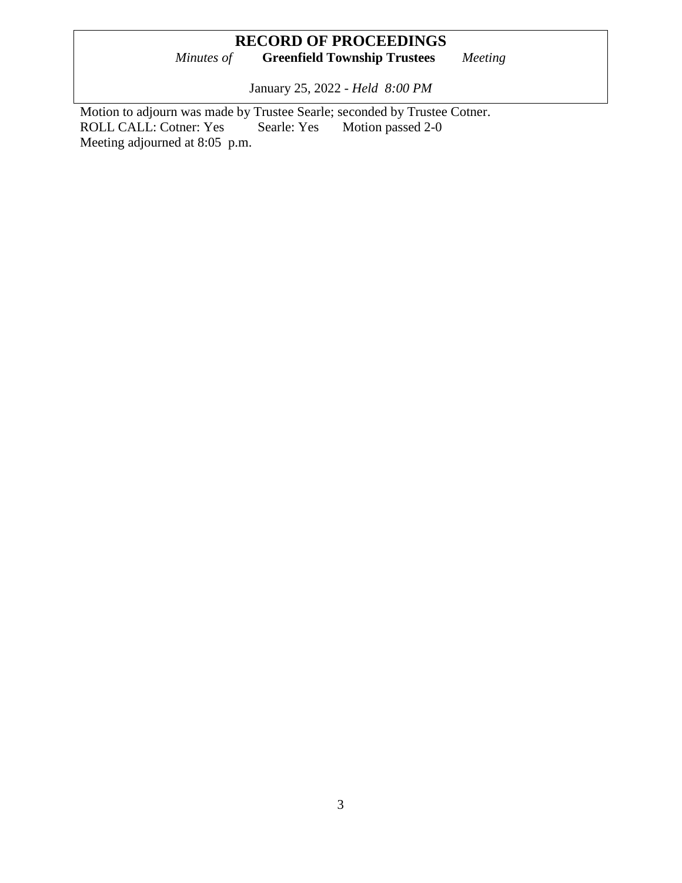Motion to adjourn was made by Trustee Searle; seconded by Trustee Cotner.
ROLL CALL: Cotner: Yes Searle: Yes Motion passed 2-0
Meeting adjourned at 8:05 p.m.